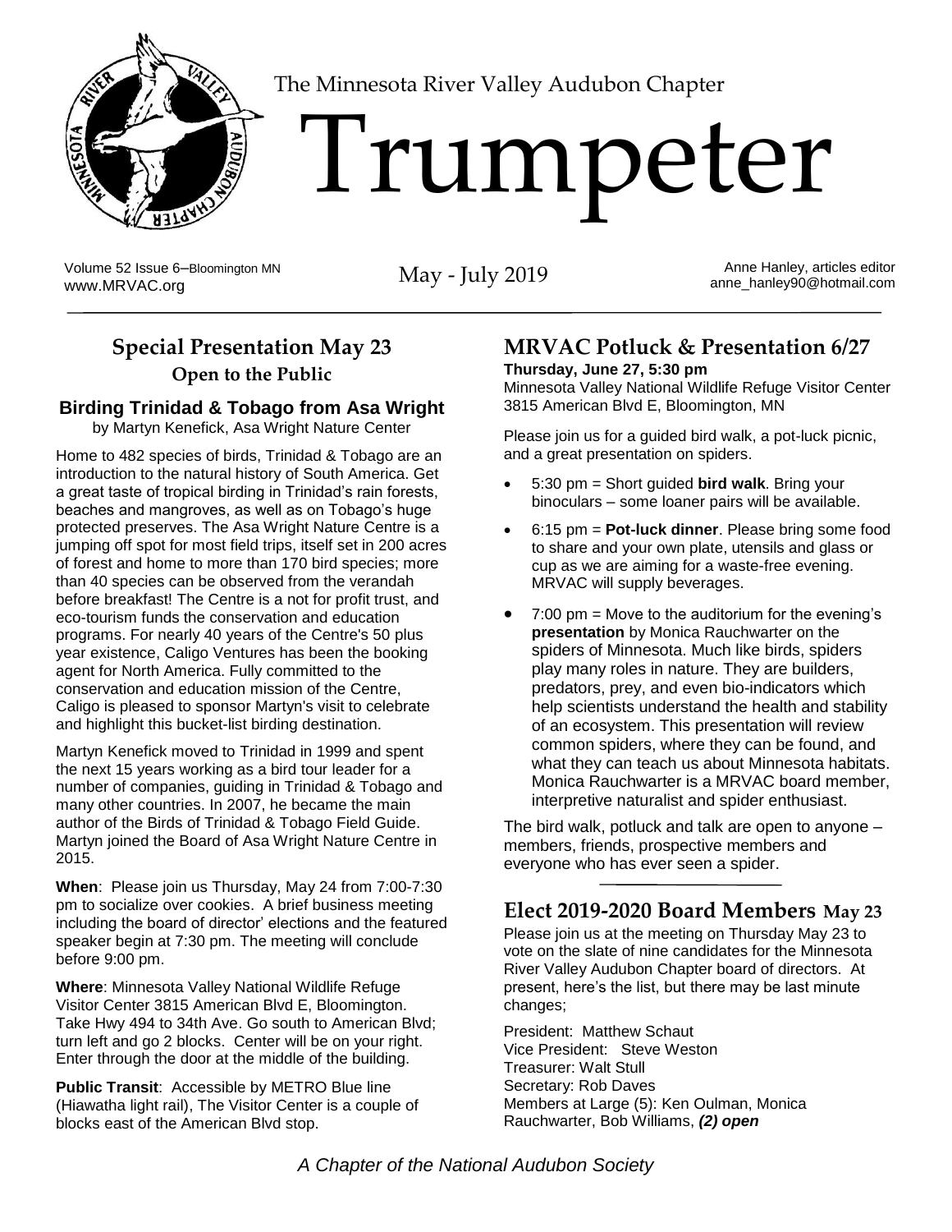The Minnesota River Valley Audubon Chapter

# Trumpeter

Volume 52 Issue 6–Bloomington MN
www.MRVAC.org

May - July 2019

Anne Hanley, articles editor
anne_hanley90@hotmail.com

## Special Presentation May 23

**Open to the Public**

### Birding Trinidad & Tobago from Asa Wright

by Martyn Kenefick, Asa Wright Nature Center

Home to 482 species of birds, Trinidad & Tobago are an introduction to the natural history of South America. Get a great taste of tropical birding in Trinidad's rain forests, beaches and mangroves, as well as on Tobago's huge protected preserves. The Asa Wright Nature Centre is a jumping off spot for most field trips, itself set in 200 acres of forest and home to more than 170 bird species; more than 40 species can be observed from the verandah before breakfast! The Centre is a not for profit trust, and eco-tourism funds the conservation and education programs. For nearly 40 years of the Centre's 50 plus year existence, Caligo Ventures has been the booking agent for North America. Fully committed to the conservation and education mission of the Centre, Caligo is pleased to sponsor Martyn's visit to celebrate and highlight this bucket-list birding destination.

Martyn Kenefick moved to Trinidad in 1999 and spent the next 15 years working as a bird tour leader for a number of companies, guiding in Trinidad & Tobago and many other countries. In 2007, he became the main author of the Birds of Trinidad & Tobago Field Guide. Martyn joined the Board of Asa Wright Nature Centre in 2015.

**When**: Please join us Thursday, May 24 from 7:00-7:30 pm to socialize over cookies. A brief business meeting including the board of director' elections and the featured speaker begin at 7:30 pm. The meeting will conclude before 9:00 pm.

**Where**: Minnesota Valley National Wildlife Refuge Visitor Center 3815 American Blvd E, Bloomington. Take Hwy 494 to 34th Ave. Go south to American Blvd; turn left and go 2 blocks. Center will be on your right. Enter through the door at the middle of the building.

**Public Transit**: Accessible by METRO Blue line (Hiawatha light rail), The Visitor Center is a couple of blocks east of the American Blvd stop.

## MRVAC Potluck & Presentation 6/27

**Thursday, June 27, 5:30 pm**
Minnesota Valley National Wildlife Refuge Visitor Center
3815 American Blvd E, Bloomington, MN

Please join us for a guided bird walk, a pot-luck picnic, and a great presentation on spiders.

- 5:30 pm = Short guided **bird walk**. Bring your binoculars – some loaner pairs will be available.
- 6:15 pm = **Pot-luck dinner**. Please bring some food to share and your own plate, utensils and glass or cup as we are aiming for a waste-free evening. MRVAC will supply beverages.
- 7:00 pm = Move to the auditorium for the evening's **presentation** by Monica Rauchwarter on the spiders of Minnesota. Much like birds, spiders play many roles in nature. They are builders, predators, prey, and even bio-indicators which help scientists understand the health and stability of an ecosystem. This presentation will review common spiders, where they can be found, and what they can teach us about Minnesota habitats. Monica Rauchwarter is a MRVAC board member, interpretive naturalist and spider enthusiast.

The bird walk, potluck and talk are open to anyone – members, friends, prospective members and everyone who has ever seen a spider.

## Elect 2019-2020 Board Members May 23

Please join us at the meeting on Thursday May 23 to vote on the slate of nine candidates for the Minnesota River Valley Audubon Chapter board of directors. At present, here's the list, but there may be last minute changes;

President: Matthew Schaut
Vice President: Steve Weston
Treasurer: Walt Stull
Secretary: Rob Daves
Members at Large (5): Ken Oulman, Monica Rauchwarter, Bob Williams, ***(2) open***

*A Chapter of the National Audubon Society*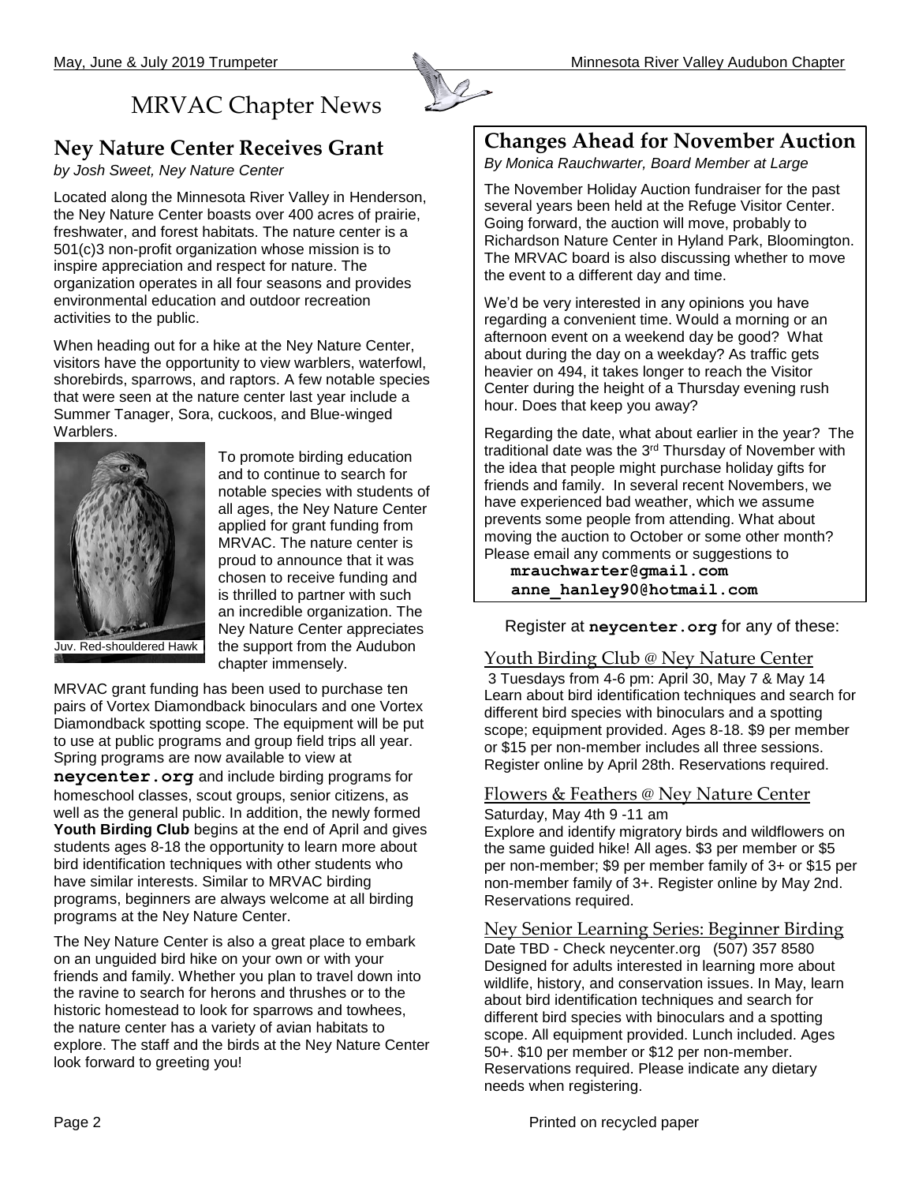# MRVAC Chapter News

## Ney Nature Center Receives Grant

*by Josh Sweet, Ney Nature Center*

Located along the Minnesota River Valley in Henderson, the Ney Nature Center boasts over 400 acres of prairie, freshwater, and forest habitats. The nature center is a 501(c)3 non-profit organization whose mission is to inspire appreciation and respect for nature. The organization operates in all four seasons and provides environmental education and outdoor recreation activities to the public.

When heading out for a hike at the Ney Nature Center, visitors have the opportunity to view warblers, waterfowl, shorebirds, sparrows, and raptors. A few notable species that were seen at the nature center last year include a Summer Tanager, Sora, cuckoos, and Blue-winged Warblers.

Juv. Red-shouldered Hawk

To promote birding education and to continue to search for notable species with students of all ages, the Ney Nature Center applied for grant funding from MRVAC. The nature center is proud to announce that it was chosen to receive funding and is thrilled to partner with such an incredible organization. The Ney Nature Center appreciates the support from the Audubon chapter immensely.

MRVAC grant funding has been used to purchase ten pairs of Vortex Diamondback binoculars and one Vortex Diamondback spotting scope. The equipment will be put to use at public programs and group field trips all year. Spring programs are now available to view at **neycenter.org** and include birding programs for homeschool classes, scout groups, senior citizens, as well as the general public. In addition, the newly formed **Youth Birding Club** begins at the end of April and gives students ages 8-18 the opportunity to learn more about bird identification techniques with other students who have similar interests. Similar to MRVAC birding programs, beginners are always welcome at all birding programs at the Ney Nature Center.

The Ney Nature Center is also a great place to embark on an unguided bird hike on your own or with your friends and family. Whether you plan to travel down into the ravine to search for herons and thrushes or to the historic homestead to look for sparrows and towhees, the nature center has a variety of avian habitats to explore. The staff and the birds at the Ney Nature Center look forward to greeting you!

## Changes Ahead for November Auction

*By Monica Rauchwarter, Board Member at Large*

The November Holiday Auction fundraiser for the past several years been held at the Refuge Visitor Center. Going forward, the auction will move, probably to Richardson Nature Center in Hyland Park, Bloomington. The MRVAC board is also discussing whether to move the event to a different day and time.

We'd be very interested in any opinions you have regarding a convenient time. Would a morning or an afternoon event on a weekend day be good? What about during the day on a weekday? As traffic gets heavier on 494, it takes longer to reach the Visitor Center during the height of a Thursday evening rush hour. Does that keep you away?

Regarding the date, what about earlier in the year? The traditional date was the 3rd Thursday of November with the idea that people might purchase holiday gifts for friends and family. In several recent Novembers, we have experienced bad weather, which we assume prevents some people from attending. What about moving the auction to October or some other month? Please email any comments or suggestions to

**mrauchwarter@gmail.com**
**anne_hanley90@hotmail.com**

Register at **neycenter.org** for any of these:

### Youth Birding Club @ Ney Nature Center

3 Tuesdays from 4-6 pm: April 30, May 7 & May 14
Learn about bird identification techniques and search for different bird species with binoculars and a spotting scope; equipment provided. Ages 8-18. $9 per member or $15 per non-member includes all three sessions. Register online by April 28th. Reservations required.

### Flowers & Feathers @ Ney Nature Center

Saturday, May 4th 9 -11 am
Explore and identify migratory birds and wildflowers on the same guided hike! All ages. $3 per member or $5 per non-member; $9 per member family of 3+ or $15 per non-member family of 3+. Register online by May 2nd. Reservations required.

### Ney Senior Learning Series: Beginner Birding

Date TBD - Check neycenter.org (507) 357 8580
Designed for adults interested in learning more about wildlife, history, and conservation issues. In May, learn about bird identification techniques and search for different bird species with binoculars and a spotting scope. All equipment provided. Lunch included. Ages 50+. $10 per member or $12 per non-member. Reservations required. Please indicate any dietary needs when registering.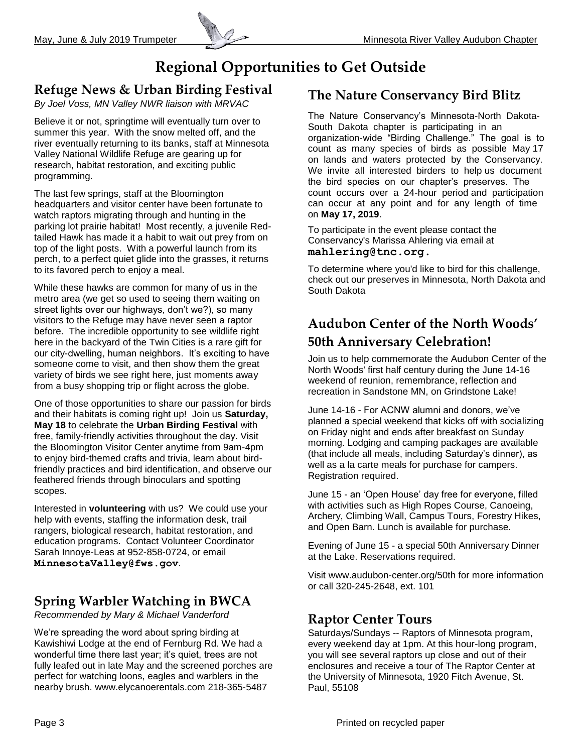# Regional Opportunities to Get Outside

## Refuge News & Urban Birding Festival

*By Joel Voss, MN Valley NWR liaison with MRVAC*

Believe it or not, springtime will eventually turn over to summer this year. With the snow melted off, and the river eventually returning to its banks, staff at Minnesota Valley National Wildlife Refuge are gearing up for research, habitat restoration, and exciting public programming.

The last few springs, staff at the Bloomington headquarters and visitor center have been fortunate to watch raptors migrating through and hunting in the parking lot prairie habitat! Most recently, a juvenile Red-tailed Hawk has made it a habit to wait out prey from on top of the light posts. With a powerful launch from its perch, to a perfect quiet glide into the grasses, it returns to its favored perch to enjoy a meal.

While these hawks are common for many of us in the metro area (we get so used to seeing them waiting on street lights over our highways, don't we?), so many visitors to the Refuge may have never seen a raptor before. The incredible opportunity to see wildlife right here in the backyard of the Twin Cities is a rare gift for our city-dwelling, human neighbors. It's exciting to have someone come to visit, and then show them the great variety of birds we see right here, just moments away from a busy shopping trip or flight across the globe.

One of those opportunities to share our passion for birds and their habitats is coming right up! Join us **Saturday, May 18** to celebrate the **Urban Birding Festival** with free, family-friendly activities throughout the day. Visit the Bloomington Visitor Center anytime from 9am-4pm to enjoy bird-themed crafts and trivia, learn about bird-friendly practices and bird identification, and observe our feathered friends through binoculars and spotting scopes.

Interested in **volunteering** with us? We could use your help with events, staffing the information desk, trail rangers, biological research, habitat restoration, and education programs. Contact Volunteer Coordinator Sarah Innoye-Leas at 952-858-0724, or email **MinnesotaValley@fws.gov**.

## Spring Warbler Watching in BWCA

*Recommended by Mary & Michael Vanderford*

We're spreading the word about spring birding at Kawishiwi Lodge at the end of Fernburg Rd. We had a wonderful time there last year; it's quiet, trees are not fully leafed out in late May and the screened porches are perfect for watching loons, eagles and warblers in the nearby brush. www.elycanoerentals.com 218-365-5487

## The Nature Conservancy Bird Blitz

The Nature Conservancy's Minnesota-North Dakota-South Dakota chapter is participating in an organization-wide "Birding Challenge." The goal is to count as many species of birds as possible May 17 on lands and waters protected by the Conservancy. We invite all interested birders to help us document the bird species on our chapter's preserves. The count occurs over a 24-hour period and participation can occur at any point and for any length of time on **May 17, 2019**.

To participate in the event please contact the Conservancy's Marissa Ahlering via email at **mahlering@tnc.org.**

To determine where you'd like to bird for this challenge, check out our preserves in Minnesota, North Dakota and South Dakota

## Audubon Center of the North Woods' 50th Anniversary Celebration!

Join us to help commemorate the Audubon Center of the North Woods' first half century during the June 14-16 weekend of reunion, remembrance, reflection and recreation in Sandstone MN, on Grindstone Lake!

June 14-16 - For ACNW alumni and donors, we've planned a special weekend that kicks off with socializing on Friday night and ends after breakfast on Sunday morning. Lodging and camping packages are available (that include all meals, including Saturday's dinner), as well as a la carte meals for purchase for campers. Registration required.

June 15 - an 'Open House' day free for everyone, filled with activities such as High Ropes Course, Canoeing, Archery, Climbing Wall, Campus Tours, Forestry Hikes, and Open Barn. Lunch is available for purchase.

Evening of June 15 - a special 50th Anniversary Dinner at the Lake. Reservations required.

Visit www.audubon-center.org/50th for more information or call 320-245-2648, ext. 101

## Raptor Center Tours

Saturdays/Sundays -- Raptors of Minnesota program, every weekend day at 1pm. At this hour-long program, you will see several raptors up close and out of their enclosures and receive a tour of The Raptor Center at the University of Minnesota, 1920 Fitch Avenue, St. Paul, 55108

Printed on recycled paper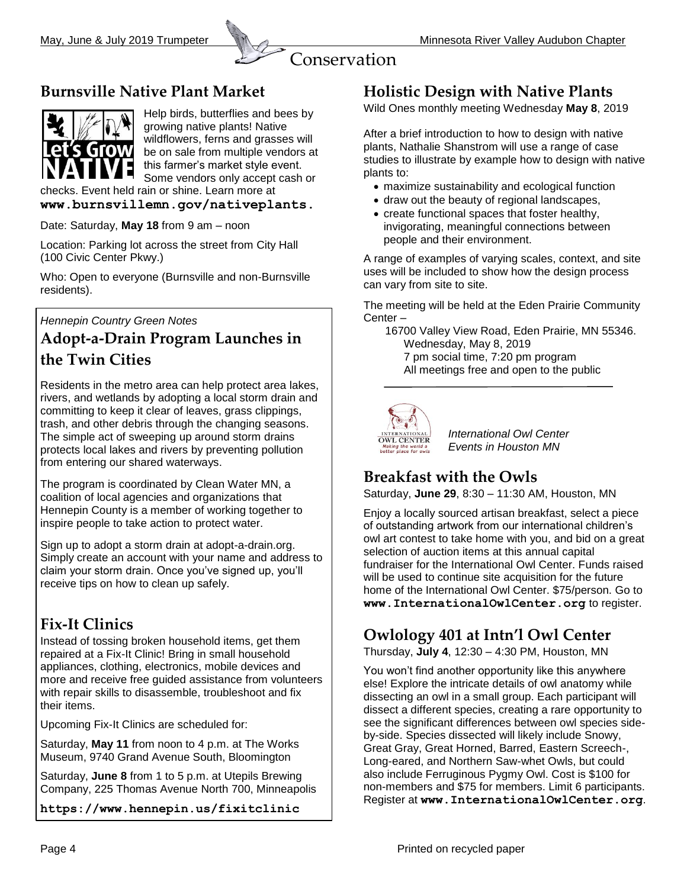Conservation

## Burnsville Native Plant Market

Help birds, butterflies and bees by growing native plants! Native wildflowers, ferns and grasses will be on sale from multiple vendors at this farmer's market style event. Some vendors only accept cash or checks. Event held rain or shine. Learn more at **www.burnsvillemn.gov/nativeplants.**

Date: Saturday, **May 18** from 9 am – noon

Location: Parking lot across the street from City Hall (100 Civic Center Pkwy.)

Who: Open to everyone (Burnsville and non-Burnsville residents).

*Hennepin Country Green Notes*

## Adopt-a-Drain Program Launches in the Twin Cities

Residents in the metro area can help protect area lakes, rivers, and wetlands by adopting a local storm drain and committing to keep it clear of leaves, grass clippings, trash, and other debris through the changing seasons. The simple act of sweeping up around storm drains protects local lakes and rivers by preventing pollution from entering our shared waterways.

The program is coordinated by Clean Water MN, a coalition of local agencies and organizations that Hennepin County is a member of working together to inspire people to take action to protect water.

Sign up to adopt a storm drain at adopt-a-drain.org. Simply create an account with your name and address to claim your storm drain. Once you've signed up, you'll receive tips on how to clean up safely.

## Fix-It Clinics

Instead of tossing broken household items, get them repaired at a Fix-It Clinic! Bring in small household appliances, clothing, electronics, mobile devices and more and receive free guided assistance from volunteers with repair skills to disassemble, troubleshoot and fix their items.

Upcoming Fix-It Clinics are scheduled for:

Saturday, **May 11** from noon to 4 p.m. at The Works Museum, 9740 Grand Avenue South, Bloomington

Saturday, **June 8** from 1 to 5 p.m. at Utepils Brewing Company, 225 Thomas Avenue North 700, Minneapolis

**https://www.hennepin.us/fixitclinic**

## Holistic Design with Native Plants

Wild Ones monthly meeting Wednesday **May 8**, 2019

After a brief introduction to how to design with native plants, Nathalie Shanstrom will use a range of case studies to illustrate by example how to design with native plants to:

- maximize sustainability and ecological function
- draw out the beauty of regional landscapes,
- create functional spaces that foster healthy, invigorating, meaningful connections between people and their environment.

A range of examples of varying scales, context, and site uses will be included to show how the design process can vary from site to site.

The meeting will be held at the Eden Prairie Community Center –

16700 Valley View Road, Eden Prairie, MN 55346.
Wednesday, May 8, 2019
7 pm social time, 7:20 pm program
All meetings free and open to the public

*International Owl Center Events in Houston MN*

## Breakfast with the Owls

Saturday, **June 29**, 8:30 – 11:30 AM, Houston, MN

Enjoy a locally sourced artisan breakfast, select a piece of outstanding artwork from our international children's owl art contest to take home with you, and bid on a great selection of auction items at this annual capital fundraiser for the International Owl Center. Funds raised will be used to continue site acquisition for the future home of the International Owl Center. $75/person. Go to **www.InternationalOwlCenter.org** to register.

## Owlology 401 at Intn'l Owl Center

Thursday, **July 4**, 12:30 – 4:30 PM, Houston, MN

You won't find another opportunity like this anywhere else! Explore the intricate details of owl anatomy while dissecting an owl in a small group. Each participant will dissect a different species, creating a rare opportunity to see the significant differences between owl species side-by-side. Species dissected will likely include Snowy, Great Gray, Great Horned, Barred, Eastern Screech-, Long-eared, and Northern Saw-whet Owls, but could also include Ferruginous Pygmy Owl. Cost is $100 for non-members and $75 for members. Limit 6 participants. Register at **www.InternationalOwlCenter.org**.

Printed on recycled paper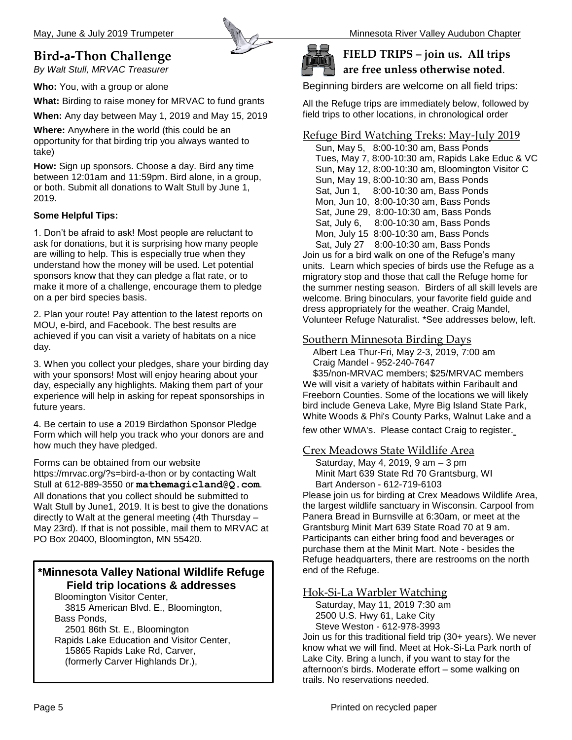## Bird-a-Thon Challenge

*By Walt Stull, MRVAC Treasurer*

**Who:** You, with a group or alone

**What:** Birding to raise money for MRVAC to fund grants

**When:** Any day between May 1, 2019 and May 15, 2019

**Where:** Anywhere in the world (this could be an opportunity for that birding trip you always wanted to take)

**How:** Sign up sponsors. Choose a day. Bird any time between 12:01am and 11:59pm. Bird alone, in a group, or both. Submit all donations to Walt Stull by June 1, 2019.

**Some Helpful Tips:**

1. Don't be afraid to ask! Most people are reluctant to ask for donations, but it is surprising how many people are willing to help. This is especially true when they understand how the money will be used. Let potential sponsors know that they can pledge a flat rate, or to make it more of a challenge, encourage them to pledge on a per bird species basis.

2. Plan your route! Pay attention to the latest reports on MOU, e-bird, and Facebook. The best results are achieved if you can visit a variety of habitats on a nice day.

3. When you collect your pledges, share your birding day with your sponsors! Most will enjoy hearing about your day, especially any highlights. Making them part of your experience will help in asking for repeat sponsorships in future years.

4. Be certain to use a 2019 Birdathon Sponsor Pledge Form which will help you track who your donors are and how much they have pledged.

Forms can be obtained from our website https://mrvac.org/?s=bird-a-thon or by contacting Walt Stull at 612-889-3550 or **mathemagicland@Q.com**. All donations that you collect should be submitted to Walt Stull by June1, 2019. It is best to give the donations directly to Walt at the general meeting (4th Thursday – May 23rd). If that is not possible, mail them to MRVAC at PO Box 20400, Bloomington, MN 55420.

### *Minnesota Valley National Wildlife Refuge Field trip locations & addresses

Bloomington Visitor Center,
3815 American Blvd. E., Bloomington,

Bass Ponds,
2501 86th St. E., Bloomington

Rapids Lake Education and Visitor Center,
15865 Rapids Lake Rd, Carver,
(formerly Carver Highlands Dr.),

## FIELD TRIPS – join us. All trips are free unless otherwise noted.

Beginning birders are welcome on all field trips:

All the Refuge trips are immediately below, followed by field trips to other locations, in chronological order

### Refuge Bird Watching Treks: May-July 2019

Sun, May 5, 8:00-10:30 am, Bass Ponds
Tues, May 7, 8:00-10:30 am, Rapids Lake Educ & VC
Sun, May 12, 8:00-10:30 am, Bloomington Visitor C
Sun, May 19, 8:00-10:30 am, Bass Ponds
Sat, Jun 1, 8:00-10:30 am, Bass Ponds
Mon, Jun 10, 8:00-10:30 am, Bass Ponds
Sat, June 29, 8:00-10:30 am, Bass Ponds
Sat, July 6, 8:00-10:30 am, Bass Ponds
Mon, July 15 8:00-10:30 am, Bass Ponds
Sat, July 27 8:00-10:30 am, Bass Ponds

Join us for a bird walk on one of the Refuge's many units. Learn which species of birds use the Refuge as a migratory stop and those that call the Refuge home for the summer nesting season. Birders of all skill levels are welcome. Bring binoculars, your favorite field guide and dress appropriately for the weather. Craig Mandel, Volunteer Refuge Naturalist. *See addresses below, left.

### Southern Minnesota Birding Days

Albert Lea Thur-Fri, May 2-3, 2019, 7:00 am
Craig Mandel - 952-240-7647
$35/non-MRVAC members; $25/MRVAC members

We will visit a variety of habitats within Faribault and Freeborn Counties. Some of the locations we will likely bird include Geneva Lake, Myre Big Island State Park, White Woods & Phi's County Parks, Walnut Lake and a few other WMA's. Please contact Craig to register.

### Crex Meadows State Wildlife Area

Saturday, May 4, 2019, 9 am – 3 pm
Minit Mart 639 State Rd 70 Grantsburg, WI
Bart Anderson - 612-719-6103

Please join us for birding at Crex Meadows Wildlife Area, the largest wildlife sanctuary in Wisconsin. Carpool from Panera Bread in Burnsville at 6:30am, or meet at the Grantsburg Minit Mart 639 State Road 70 at 9 am. Participants can either bring food and beverages or purchase them at the Minit Mart. Note - besides the Refuge headquarters, there are restrooms on the north end of the Refuge.

### Hok-Si-La Warbler Watching

Saturday, May 11, 2019 7:30 am
2500 U.S. Hwy 61, Lake City
Steve Weston - 612-978-3993

Join us for this traditional field trip (30+ years). We never know what we will find. Meet at Hok-Si-La Park north of Lake City. Bring a lunch, if you want to stay for the afternoon's birds. Moderate effort – some walking on trails. No reservations needed.

Printed on recycled paper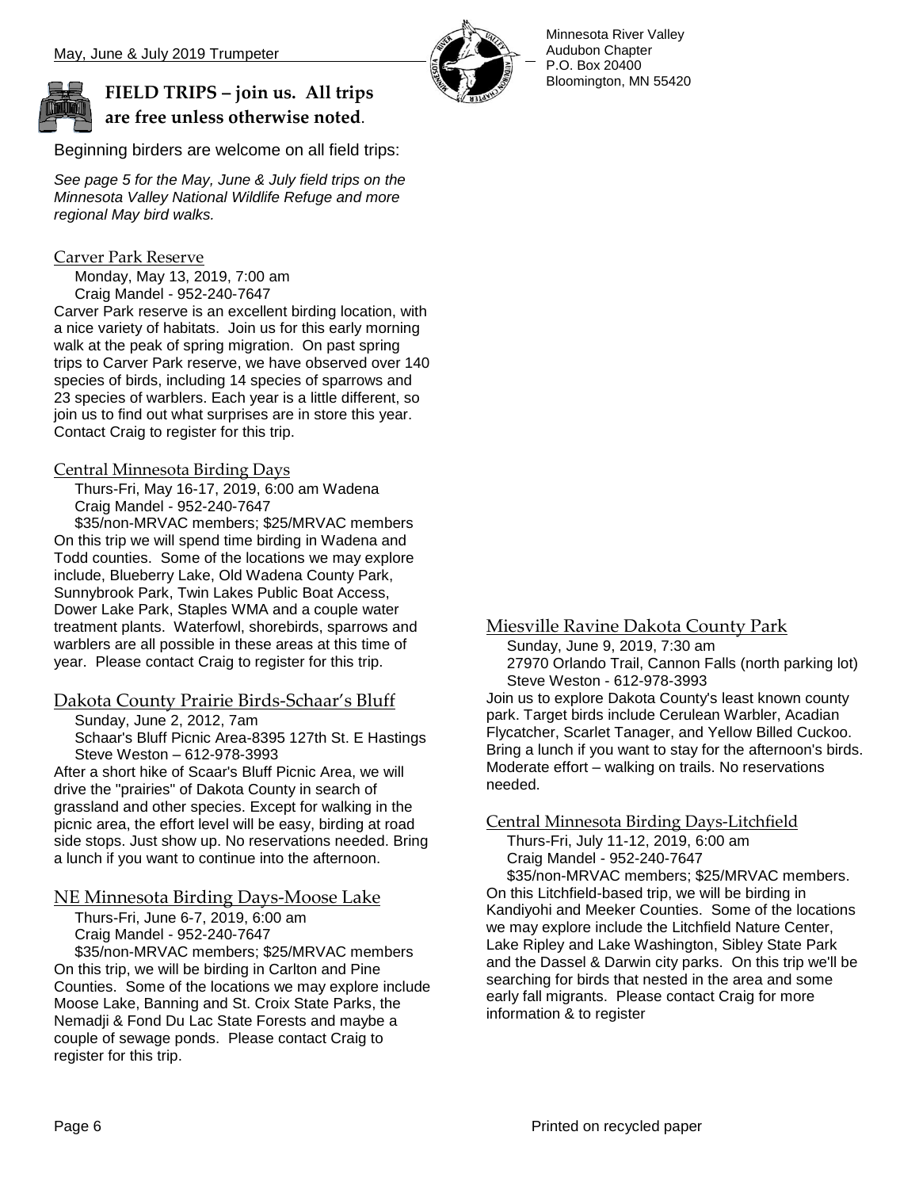Minnesota River Valley Audubon Chapter
P.O. Box 20400
Bloomington, MN 55420

## FIELD TRIPS – join us. All trips are free unless otherwise noted.

Beginning birders are welcome on all field trips:

*See page 5 for the May, June & July field trips on the Minnesota Valley National Wildlife Refuge and more regional May bird walks.*

### Carver Park Reserve

Monday, May 13, 2019, 7:00 am
Craig Mandel - 952-240-7647

Carver Park reserve is an excellent birding location, with a nice variety of habitats. Join us for this early morning walk at the peak of spring migration. On past spring trips to Carver Park reserve, we have observed over 140 species of birds, including 14 species of sparrows and 23 species of warblers. Each year is a little different, so join us to find out what surprises are in store this year. Contact Craig to register for this trip.

### Central Minnesota Birding Days

Thurs-Fri, May 16-17, 2019, 6:00 am Wadena
Craig Mandel - 952-240-7647
$35/non-MRVAC members; $25/MRVAC members

On this trip we will spend time birding in Wadena and Todd counties. Some of the locations we may explore include, Blueberry Lake, Old Wadena County Park, Sunnybrook Park, Twin Lakes Public Boat Access, Dower Lake Park, Staples WMA and a couple water treatment plants. Waterfowl, shorebirds, sparrows and warblers are all possible in these areas at this time of year. Please contact Craig to register for this trip.

### Dakota County Prairie Birds-Schaar's Bluff

Sunday, June 2, 2012, 7am
Schaar's Bluff Picnic Area-8395 127th St. E Hastings
Steve Weston – 612-978-3993

After a short hike of Scaar's Bluff Picnic Area, we will drive the "prairies" of Dakota County in search of grassland and other species. Except for walking in the picnic area, the effort level will be easy, birding at road side stops. Just show up. No reservations needed. Bring a lunch if you want to continue into the afternoon.

### NE Minnesota Birding Days-Moose Lake

Thurs-Fri, June 6-7, 2019, 6:00 am
Craig Mandel - 952-240-7647
$35/non-MRVAC members; $25/MRVAC members

On this trip, we will be birding in Carlton and Pine Counties. Some of the locations we may explore include Moose Lake, Banning and St. Croix State Parks, the Nemadji & Fond Du Lac State Forests and maybe a couple of sewage ponds. Please contact Craig to register for this trip.

### Miesville Ravine Dakota County Park

Sunday, June 9, 2019, 7:30 am
27970 Orlando Trail, Cannon Falls (north parking lot)
Steve Weston - 612-978-3993

Join us to explore Dakota County's least known county park. Target birds include Cerulean Warbler, Acadian Flycatcher, Scarlet Tanager, and Yellow Billed Cuckoo. Bring a lunch if you want to stay for the afternoon's birds. Moderate effort – walking on trails. No reservations needed.

### Central Minnesota Birding Days-Litchfield

Thurs-Fri, July 11-12, 2019, 6:00 am
Craig Mandel - 952-240-7647
$35/non-MRVAC members; $25/MRVAC members.

On this Litchfield-based trip, we will be birding in Kandiyohi and Meeker Counties. Some of the locations we may explore include the Litchfield Nature Center, Lake Ripley and Lake Washington, Sibley State Park and the Dassel & Darwin city parks. On this trip we'll be searching for birds that nested in the area and some early fall migrants. Please contact Craig for more information & to register

Printed on recycled paper